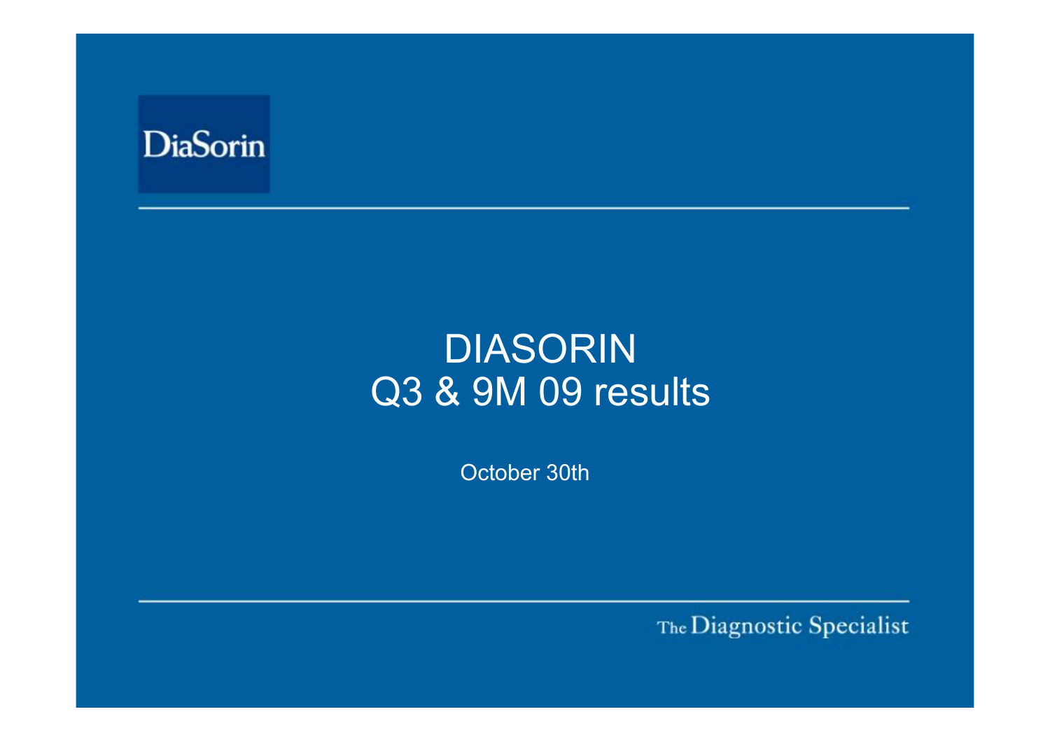DiaSorin

# DIASORIN
# Q3 & 9M 09 results

October 30th

The Diagnostic Specialist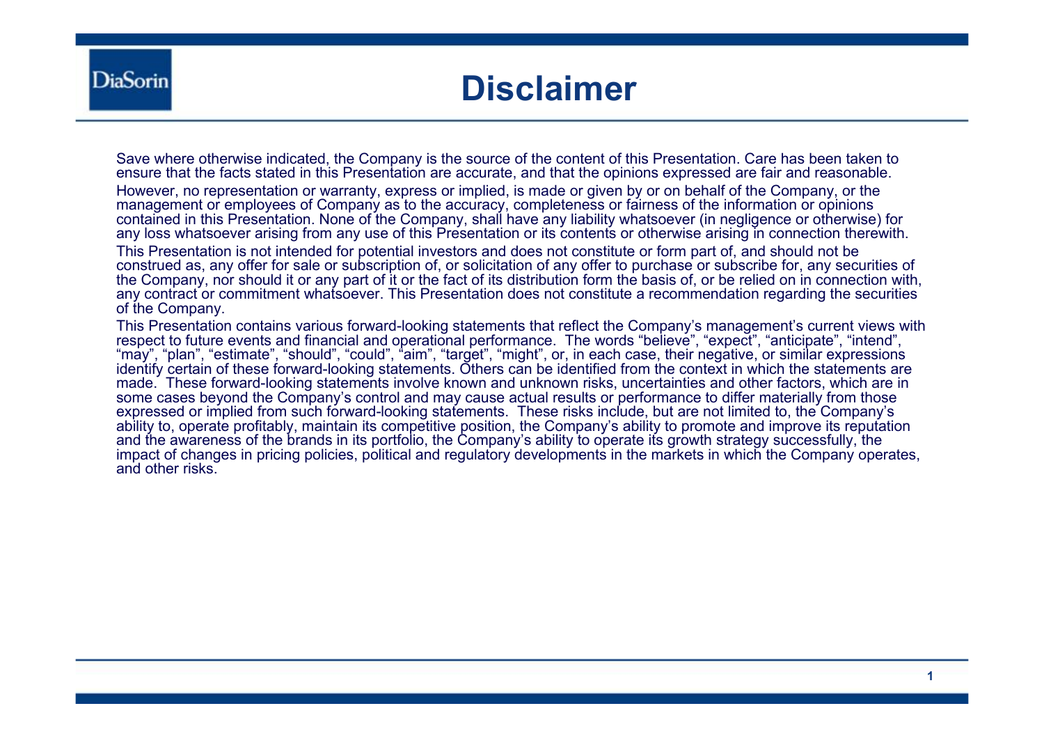# Disclaimer

Save where otherwise indicated, the Company is the source of the content of this Presentation. Care has been taken to ensure that the facts stated in this Presentation are accurate, and that the opinions expressed are fair and reasonable.

However, no representation or warranty, express or implied, is made or given by or on behalf of the Company, or the management or employees of Company as to the accuracy, completeness or fairness of the information or opinions contained in this Presentation. None of the Company, shall have any liability whatsoever (in negligence or otherwise) for any loss whatsoever arising from any use of this Presentation or its contents or otherwise arising in connection therewith.

This Presentation is not intended for potential investors and does not constitute or form part of, and should not be construed as, any offer for sale or subscription of, or solicitation of any offer to purchase or subscribe for, any securities of the Company, nor should it or any part of it or the fact of its distribution form the basis of, or be relied on in connection with, any contract or commitment whatsoever. This Presentation does not constitute a recommendation regarding the securities of the Company.

This Presentation contains various forward-looking statements that reflect the Company's management's current views with respect to future events and financial and operational performance. The words "believe", "expect", "anticipate", "intend", "may", "plan", "estimate", "should", "could", "aim", "target", "might", or, in each case, their negative, or similar expressions identify certain of these forward-looking statements. Others can be identified from the context in which the statements are made. These forward-looking statements involve known and unknown risks, uncertainties and other factors, which are in some cases beyond the Company's control and may cause actual results or performance to differ materially from those expressed or implied from such forward-looking statements. These risks include, but are not limited to, the Company's ability to, operate profitably, maintain its competitive position, the Company's ability to promote and improve its reputation and the awareness of the brands in its portfolio, the Company's ability to operate its growth strategy successfully, the impact of changes in pricing policies, political and regulatory developments in the markets in which the Company operates, and other risks.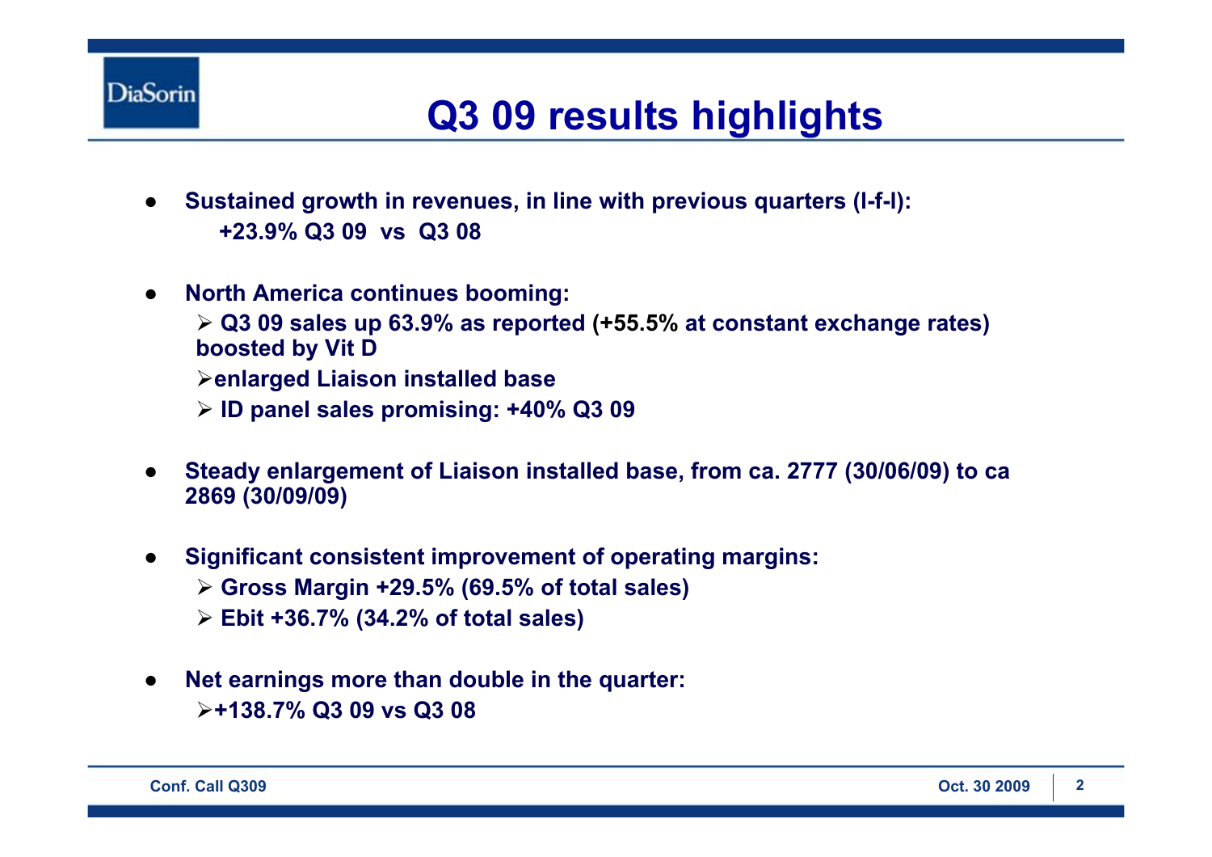# Q3 09 results highlights

- **Sustained growth in revenues, in line with previous quarters (l-f-l):**
  **+23.9% Q3 09 vs Q3 08**

- **North America continues booming:**
  - **Q3 09 sales up 63.9% as reported (+55.5% at constant exchange rates) boosted by Vit D**
  - **enlarged Liaison installed base**
  - **ID panel sales promising: +40% Q3 09**

- **Steady enlargement of Liaison installed base, from ca. 2777 (30/06/09) to ca 2869 (30/09/09)**

- **Significant consistent improvement of operating margins:**
  - **Gross Margin +29.5% (69.5% of total sales)**
  - **Ebit +36.7% (34.2% of total sales)**

- **Net earnings more than double in the quarter:**
  - **+138.7% Q3 09 vs Q3 08**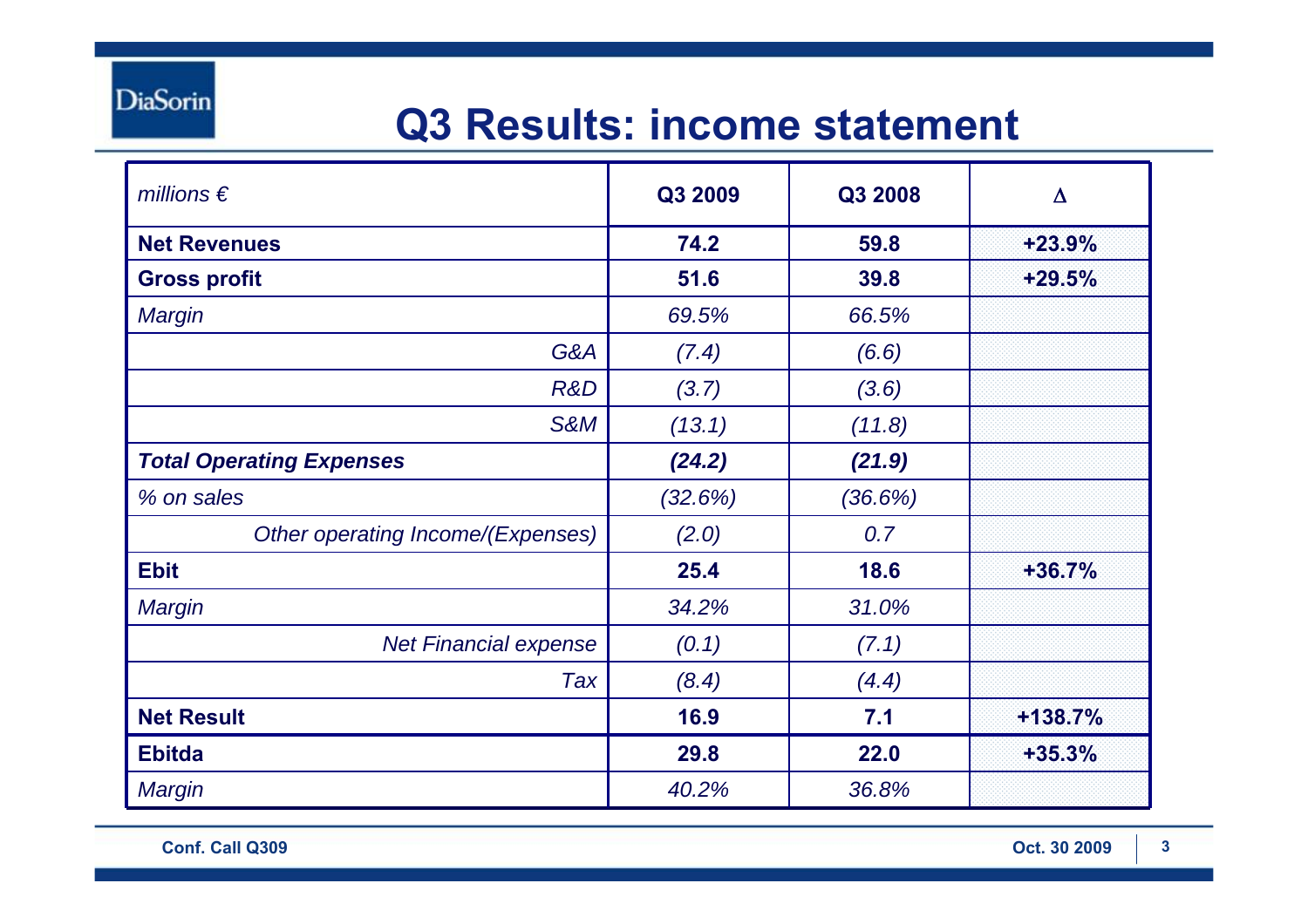# Q3 Results: income statement

| *millions €* | Q3 2009 | Q3 2008 | Δ |
|---|---|---|---|
| **Net Revenues** | **74.2** | **59.8** | **+23.9%** |
| **Gross profit** | **51.6** | **39.8** | **+29.5%** |
| *Margin* | *69.5%* | *66.5%* | |
| *G&A* | *(7.4)* | *(6.6)* | |
| *R&D* | *(3.7)* | *(3.6)* | |
| *S&M* | *(13.1)* | *(11.8)* | |
| ***Total Operating Expenses*** | ***(24.2)*** | ***(21.9)*** | |
| *% on sales* | *(32.6%)* | *(36.6%)* | |
| *Other operating Income/(Expenses)* | *(2.0)* | *0.7* | |
| **Ebit** | **25.4** | **18.6** | **+36.7%** |
| *Margin* | *34.2%* | *31.0%* | |
| *Net Financial expense* | *(0.1)* | *(7.1)* | |
| *Tax* | *(8.4)* | *(4.4)* | |
| **Net Result** | **16.9** | **7.1** | **+138.7%** |
| **Ebitda** | **29.8** | **22.0** | **+35.3%** |
| *Margin* | *40.2%* | *36.8%* | |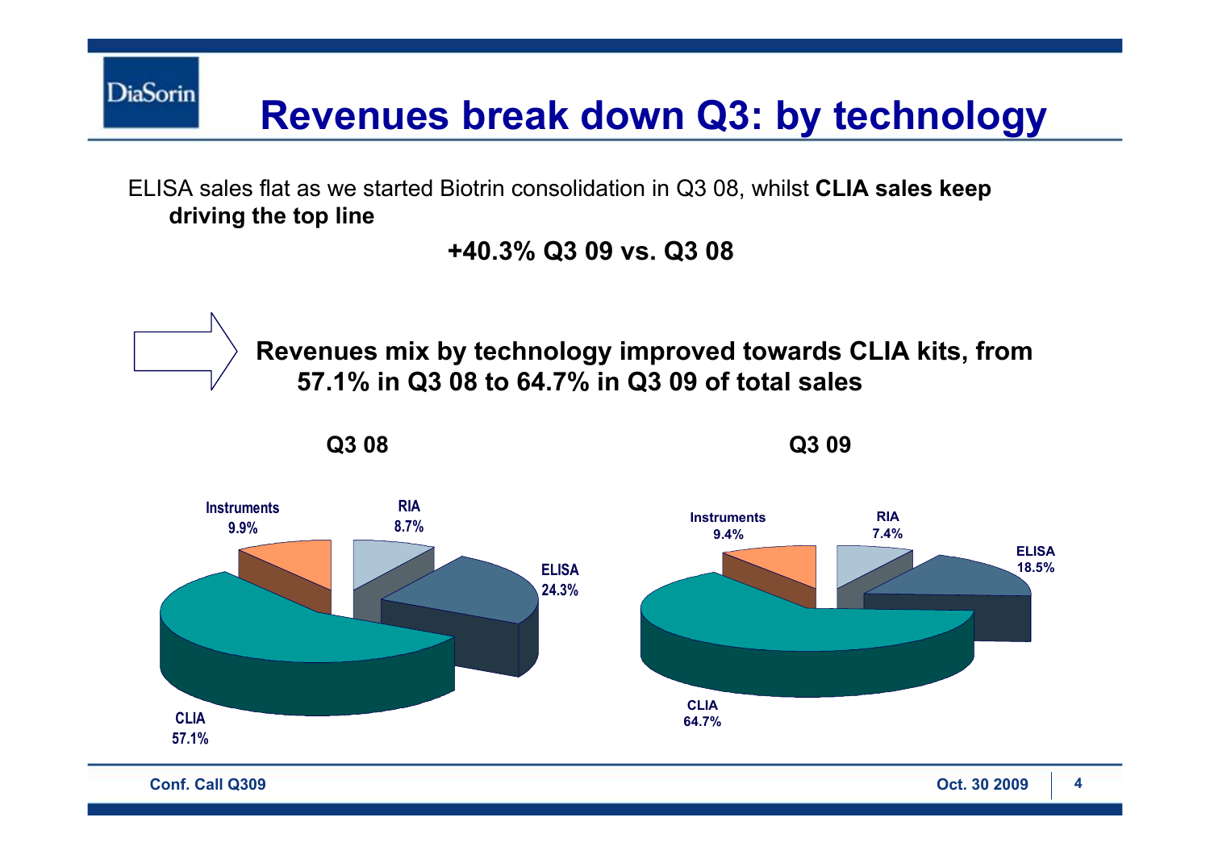# Revenues break down Q3: by technology

ELISA sales flat as we started Biotrin consolidation in Q3 08, whilst **CLIA sales keep driving the top line**

**+40.3% Q3 09 vs. Q3 08**

**Revenues mix by technology improved towards CLIA kits, from 57.1% in Q3 08 to 64.7% in Q3 09 of total sales**

| Technology | Q3 08 | Q3 09 |
|---|---|---|
| CLIA | 57.1% | 64.7% |
| ELISA | 24.3% | 18.5% |
| RIA | 8.7% | 7.4% |
| Instruments | 9.9% | 9.4% |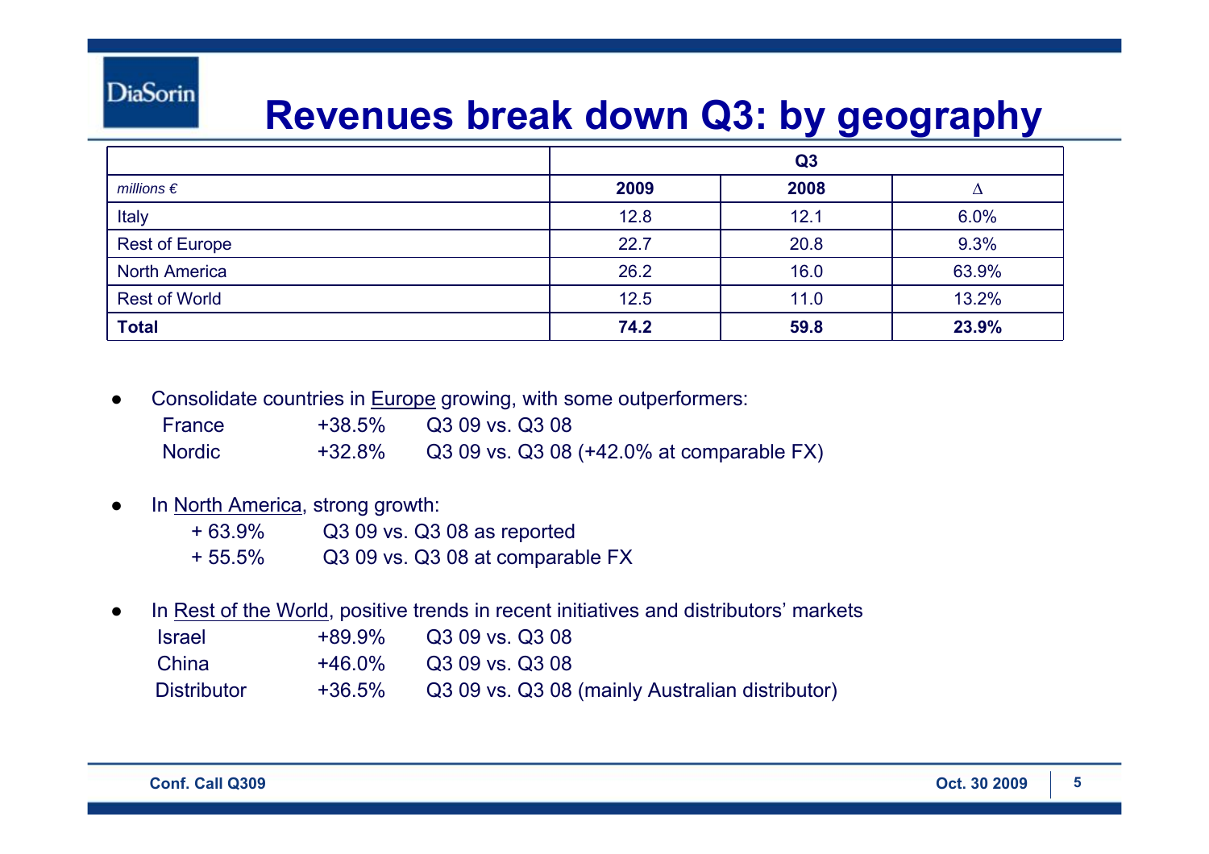# Revenues break down Q3: by geography

| | Q3 | | |
|---|---|---|---|
| *millions €* | **2009** | **2008** | **Δ** |
| Italy | 12.8 | 12.1 | 6.0% |
| Rest of Europe | 22.7 | 20.8 | 9.3% |
| North America | 26.2 | 16.0 | 63.9% |
| Rest of World | 12.5 | 11.0 | 13.2% |
| **Total** | **74.2** | **59.8** | **23.9%** |

- Consolidate countries in Europe growing, with some outperformers:
  - France +38.5% Q3 09 vs. Q3 08
  - Nordic +32.8% Q3 09 vs. Q3 08 (+42.0% at comparable FX)
- In North America, strong growth:
  - + 63.9% Q3 09 vs. Q3 08 as reported
  - + 55.5% Q3 09 vs. Q3 08 at comparable FX
- In Rest of the World, positive trends in recent initiatives and distributors' markets
  - Israel +89.9% Q3 09 vs. Q3 08
  - China +46.0% Q3 09 vs. Q3 08
  - Distributor +36.5% Q3 09 vs. Q3 08 (mainly Australian distributor)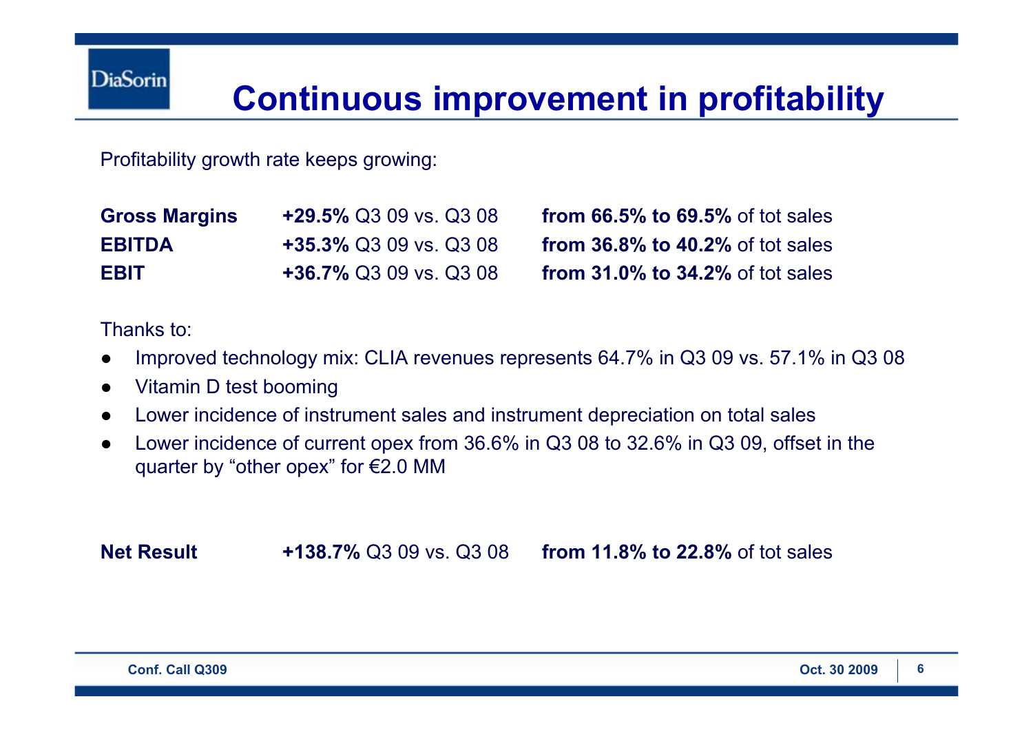# Continuous improvement in profitability

Profitability growth rate keeps growing:

| | | |
|---|---|---|
| **Gross Margins** | **+29.5%** Q3 09 vs. Q3 08 | **from 66.5% to 69.5%** of tot sales |
| **EBITDA** | **+35.3%** Q3 09 vs. Q3 08 | **from 36.8% to 40.2%** of tot sales |
| **EBIT** | **+36.7%** Q3 09 vs. Q3 08 | **from 31.0% to 34.2%** of tot sales |

Thanks to:

- Improved technology mix: CLIA revenues represents 64.7% in Q3 09 vs. 57.1% in Q3 08
- Vitamin D test booming
- Lower incidence of instrument sales and instrument depreciation on total sales
- Lower incidence of current opex from 36.6% in Q3 08 to 32.6% in Q3 09, offset in the quarter by "other opex" for €2.0 MM

| | | |
|---|---|---|
| **Net Result** | **+138.7%** Q3 09 vs. Q3 08 | **from 11.8% to 22.8%** of tot sales |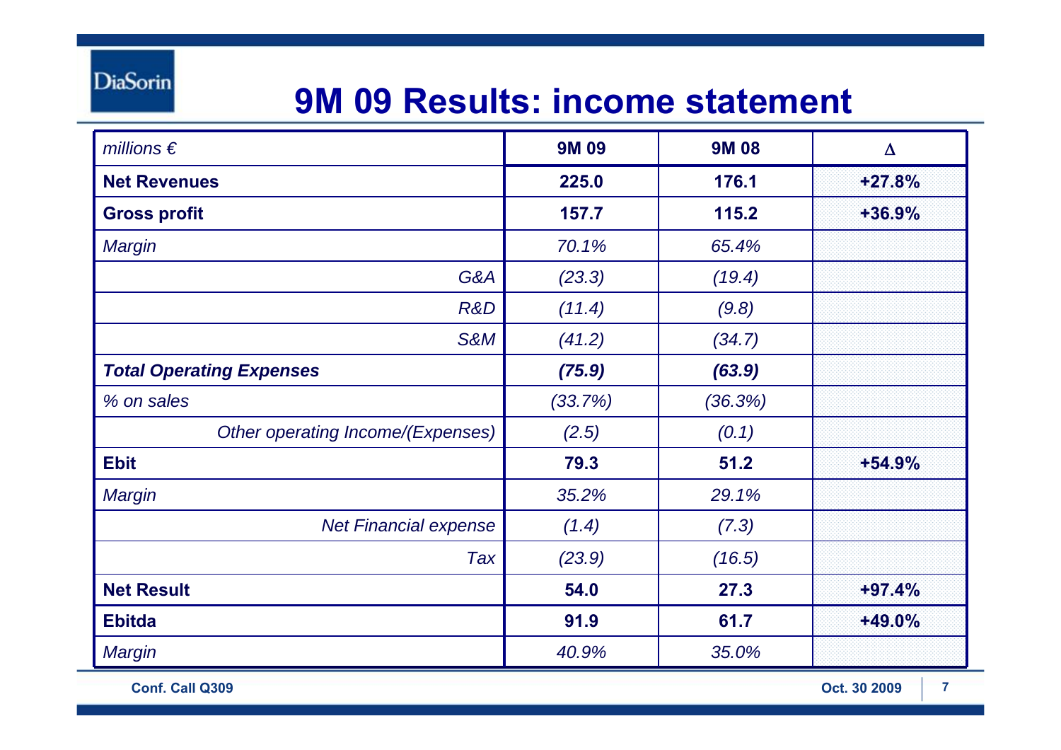# 9M 09 Results: income statement

| *millions €* | 9M 09 | 9M 08 | Δ |
|---|---|---|---|
| **Net Revenues** | **225.0** | **176.1** | **+27.8%** |
| **Gross profit** | **157.7** | **115.2** | **+36.9%** |
| *Margin* | *70.1%* | *65.4%* | |
| *G&A* | *(23.3)* | *(19.4)* | |
| *R&D* | *(11.4)* | *(9.8)* | |
| *S&M* | *(41.2)* | *(34.7)* | |
| ***Total Operating Expenses*** | ***(75.9)*** | ***(63.9)*** | |
| *% on sales* | *(33.7%)* | *(36.3%)* | |
| *Other operating Income/(Expenses)* | *(2.5)* | *(0.1)* | |
| **Ebit** | **79.3** | **51.2** | **+54.9%** |
| *Margin* | *35.2%* | *29.1%* | |
| *Net Financial expense* | *(1.4)* | *(7.3)* | |
| *Tax* | *(23.9)* | *(16.5)* | |
| **Net Result** | **54.0** | **27.3** | **+97.4%** |
| **Ebitda** | **91.9** | **61.7** | **+49.0%** |
| *Margin* | *40.9%* | *35.0%* | |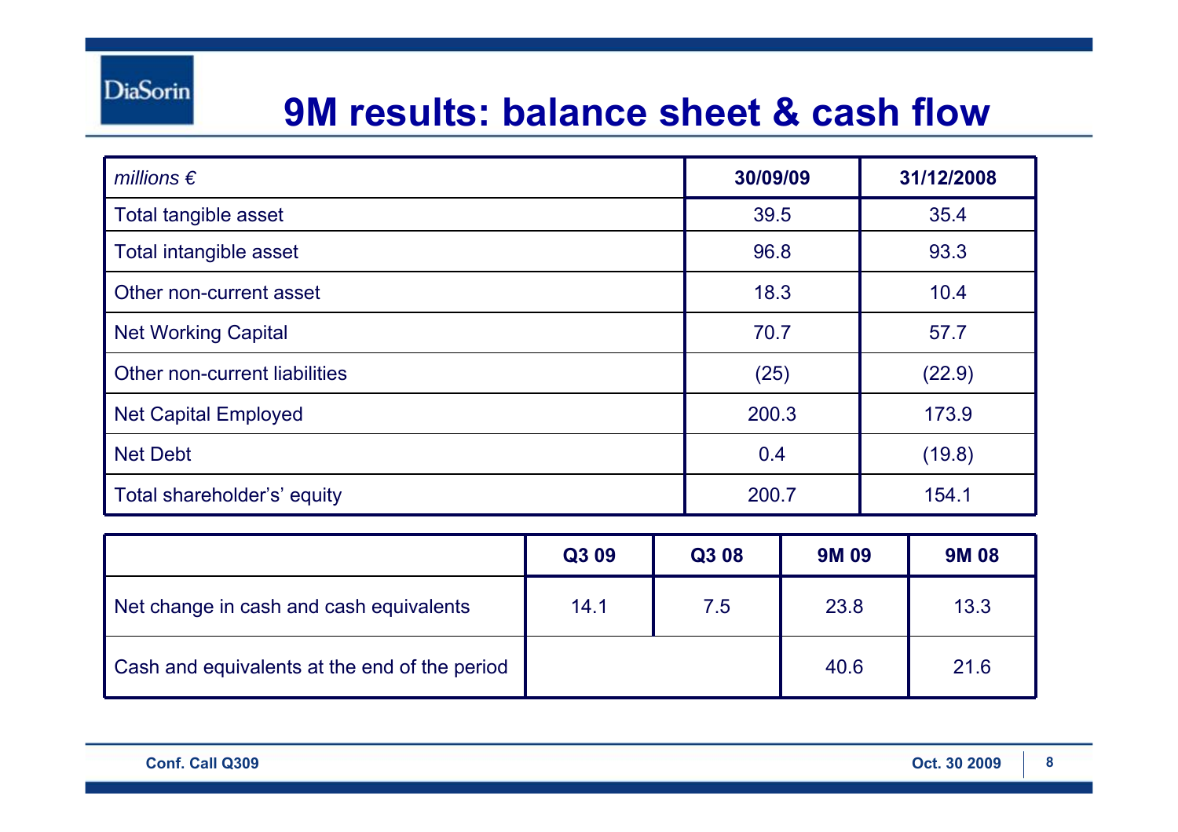# 9M results: balance sheet & cash flow

| *millions €* | 30/09/09 | 31/12/2008 |
|---|---|---|
| Total tangible asset | 39.5 | 35.4 |
| Total intangible asset | 96.8 | 93.3 |
| Other non-current asset | 18.3 | 10.4 |
| Net Working Capital | 70.7 | 57.7 |
| Other non-current liabilities | (25) | (22.9) |
| Net Capital Employed | 200.3 | 173.9 |
| Net Debt | 0.4 | (19.8) |
| Total shareholder's' equity | 200.7 | 154.1 |

| | Q3 09 | Q3 08 | 9M 09 | 9M 08 |
|---|---|---|---|---|
| Net change in cash and cash equivalents | 14.1 | 7.5 | 23.8 | 13.3 |
| Cash and equivalents at the end of the period | | | 40.6 | 21.6 |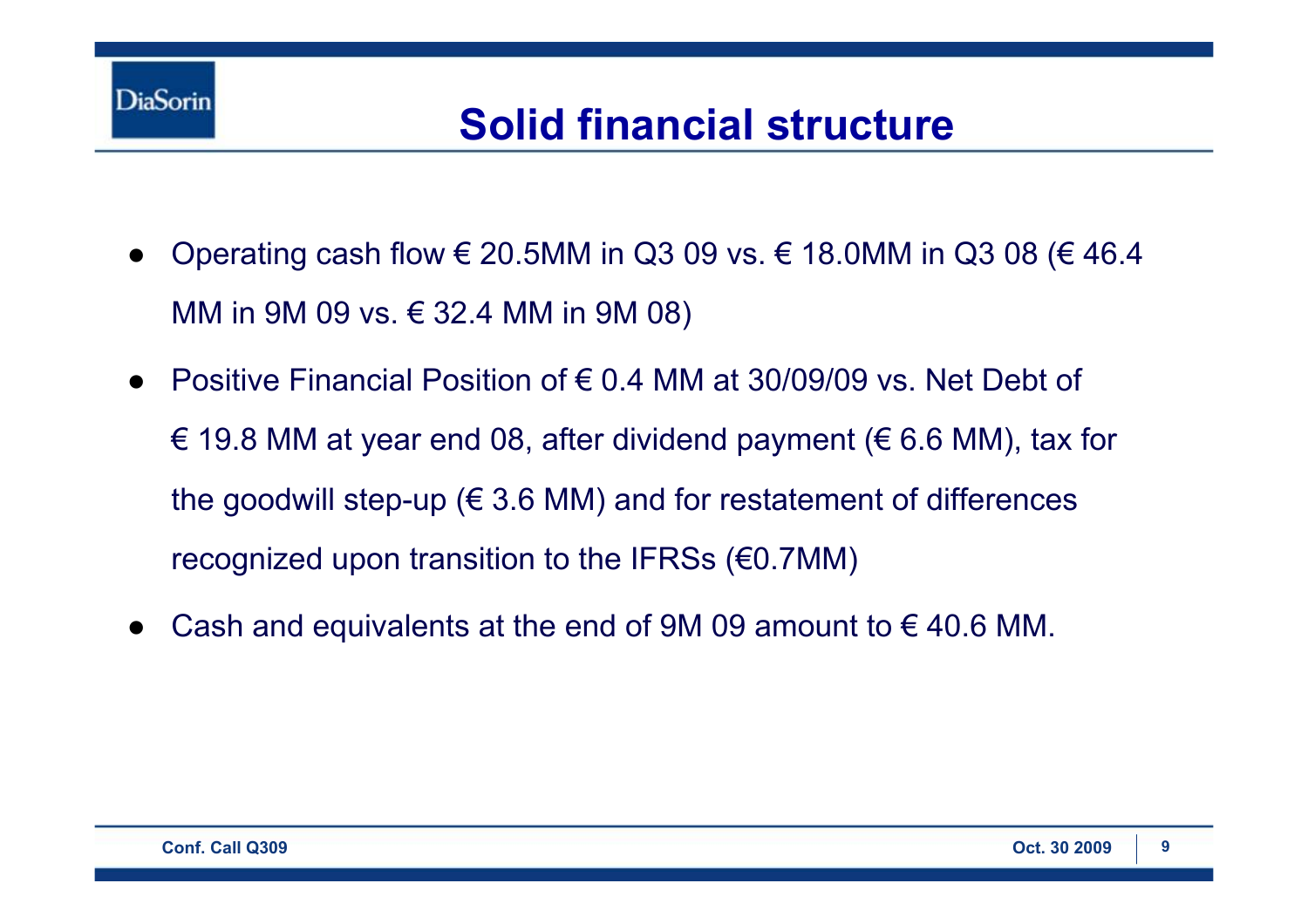# Solid financial structure

- Operating cash flow € 20.5MM in Q3 09 vs. € 18.0MM in Q3 08 (€ 46.4 MM in 9M 09 vs. € 32.4 MM in 9M 08)
- Positive Financial Position of € 0.4 MM at 30/09/09 vs. Net Debt of € 19.8 MM at year end 08, after dividend payment (€ 6.6 MM), tax for the goodwill step-up (€ 3.6 MM) and for restatement of differences recognized upon transition to the IFRSs (€0.7MM)
- Cash and equivalents at the end of 9M 09 amount to € 40.6 MM.